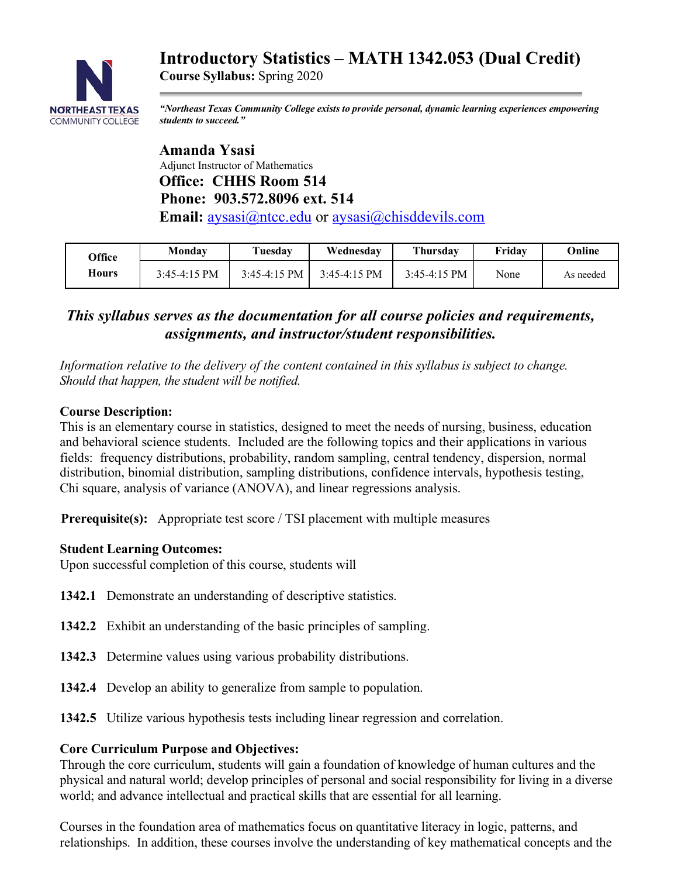# Introductory Statistics – MATH 1342.053 (Dual Credit)

**Course Syllabus:** Spring 2020

*"Northeast Texas Community College exists to provide personal, dynamic learning experiences empowering students to succeed."*

## Amanda Ysasi

Adjunct Instructor of Mathematics

**Office: CHHS Room 514**

**Phone: 903.572.8096 ext. 514**

**Email:** aysasi@ntcc.edu or aysasi@chisddevils.com

| Office Hours | Monday | Tuesday | Wednesday | Thursday | Friday | Online |
|---|---|---|---|---|---|---|
| | 3:45-4:15 PM | 3:45-4:15 PM | 3:45-4:15 PM | 3:45-4:15 PM | None | As needed |

***This syllabus serves as the documentation for all course policies and requirements, assignments, and instructor/student responsibilities.***

*Information relative to the delivery of the content contained in this syllabus is subject to change. Should that happen, the student will be notified.*

**Course Description:**
This is an elementary course in statistics, designed to meet the needs of nursing, business, education and behavioral science students. Included are the following topics and their applications in various fields: frequency distributions, probability, random sampling, central tendency, dispersion, normal distribution, binomial distribution, sampling distributions, confidence intervals, hypothesis testing, Chi square, analysis of variance (ANOVA), and linear regressions analysis.

**Prerequisite(s):** Appropriate test score / TSI placement with multiple measures

**Student Learning Outcomes:**
Upon successful completion of this course, students will

**1342.1** Demonstrate an understanding of descriptive statistics.

**1342.2** Exhibit an understanding of the basic principles of sampling.

**1342.3** Determine values using various probability distributions.

**1342.4** Develop an ability to generalize from sample to population.

**1342.5** Utilize various hypothesis tests including linear regression and correlation.

**Core Curriculum Purpose and Objectives:**
Through the core curriculum, students will gain a foundation of knowledge of human cultures and the physical and natural world; develop principles of personal and social responsibility for living in a diverse world; and advance intellectual and practical skills that are essential for all learning.

Courses in the foundation area of mathematics focus on quantitative literacy in logic, patterns, and relationships. In addition, these courses involve the understanding of key mathematical concepts and the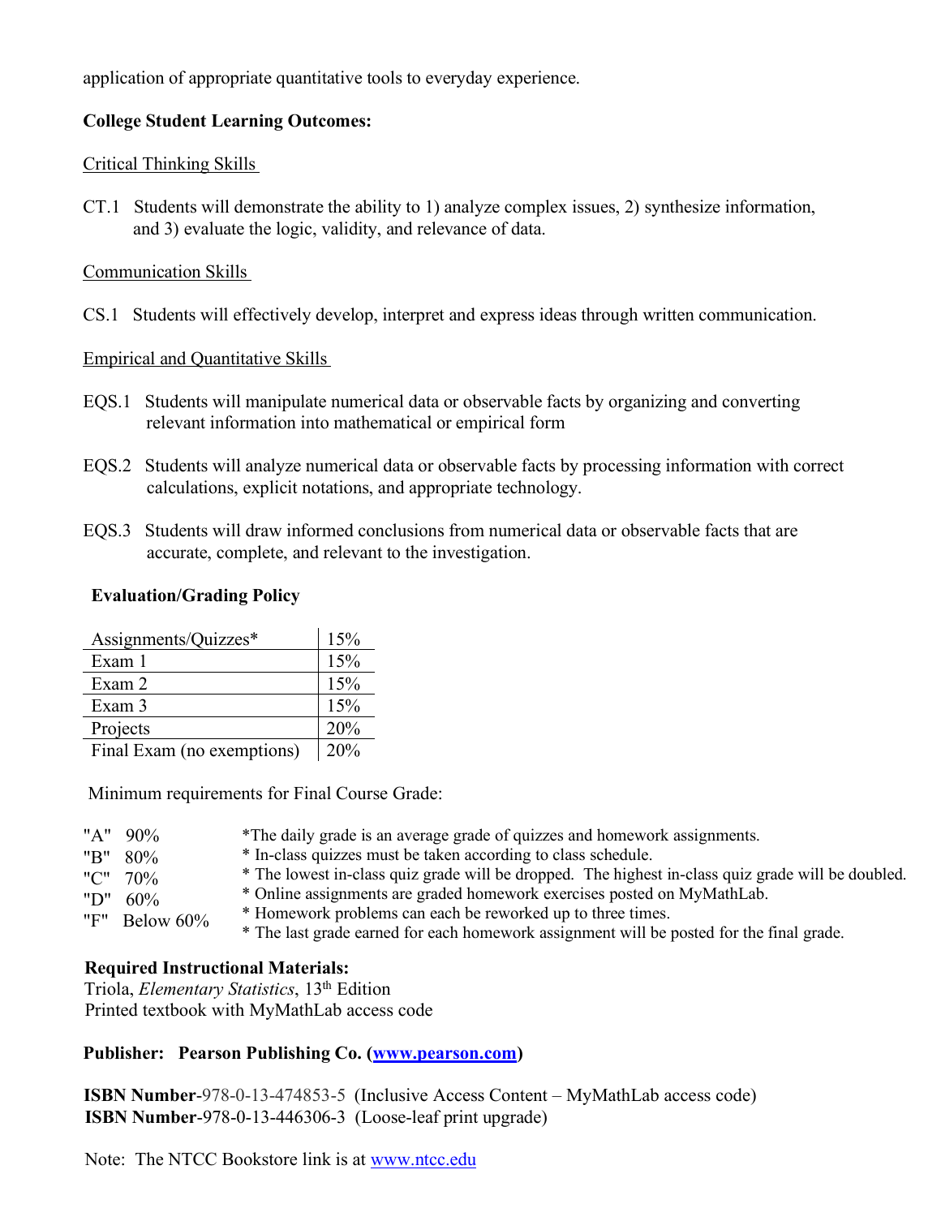application of appropriate quantitative tools to everyday experience.

**College Student Learning Outcomes:**

Critical Thinking Skills

CT.1 Students will demonstrate the ability to 1) analyze complex issues, 2) synthesize information, and 3) evaluate the logic, validity, and relevance of data.

Communication Skills

CS.1 Students will effectively develop, interpret and express ideas through written communication.

Empirical and Quantitative Skills

EQS.1 Students will manipulate numerical data or observable facts by organizing and converting relevant information into mathematical or empirical form

EQS.2 Students will analyze numerical data or observable facts by processing information with correct calculations, explicit notations, and appropriate technology.

EQS.3 Students will draw informed conclusions from numerical data or observable facts that are accurate, complete, and relevant to the investigation.

**Evaluation/Grading Policy**

| Component | Weight |
|---|---|
| Assignments/Quizzes* | 15% |
| Exam 1 | 15% |
| Exam 2 | 15% |
| Exam 3 | 15% |
| Projects | 20% |
| Final Exam (no exemptions) | 20% |

Minimum requirements for Final Course Grade:

"A" 90%
"B" 80%
"C" 70%
"D" 60%
"F" Below 60%

*The daily grade is an average grade of quizzes and homework assignments.
* In-class quizzes must be taken according to class schedule.
* The lowest in-class quiz grade will be dropped. The highest in-class quiz grade will be doubled.
* Online assignments are graded homework exercises posted on MyMathLab.
* Homework problems can each be reworked up to three times.
* The last grade earned for each homework assignment will be posted for the final grade.

**Required Instructional Materials:**
Triola, *Elementary Statistics*, 13th Edition
Printed textbook with MyMathLab access code

**Publisher: Pearson Publishing Co. (www.pearson.com)**

**ISBN Number**-978-0-13-474853-5 (Inclusive Access Content – MyMathLab access code)
**ISBN Number**-978-0-13-446306-3 (Loose-leaf print upgrade)

Note: The NTCC Bookstore link is at www.ntcc.edu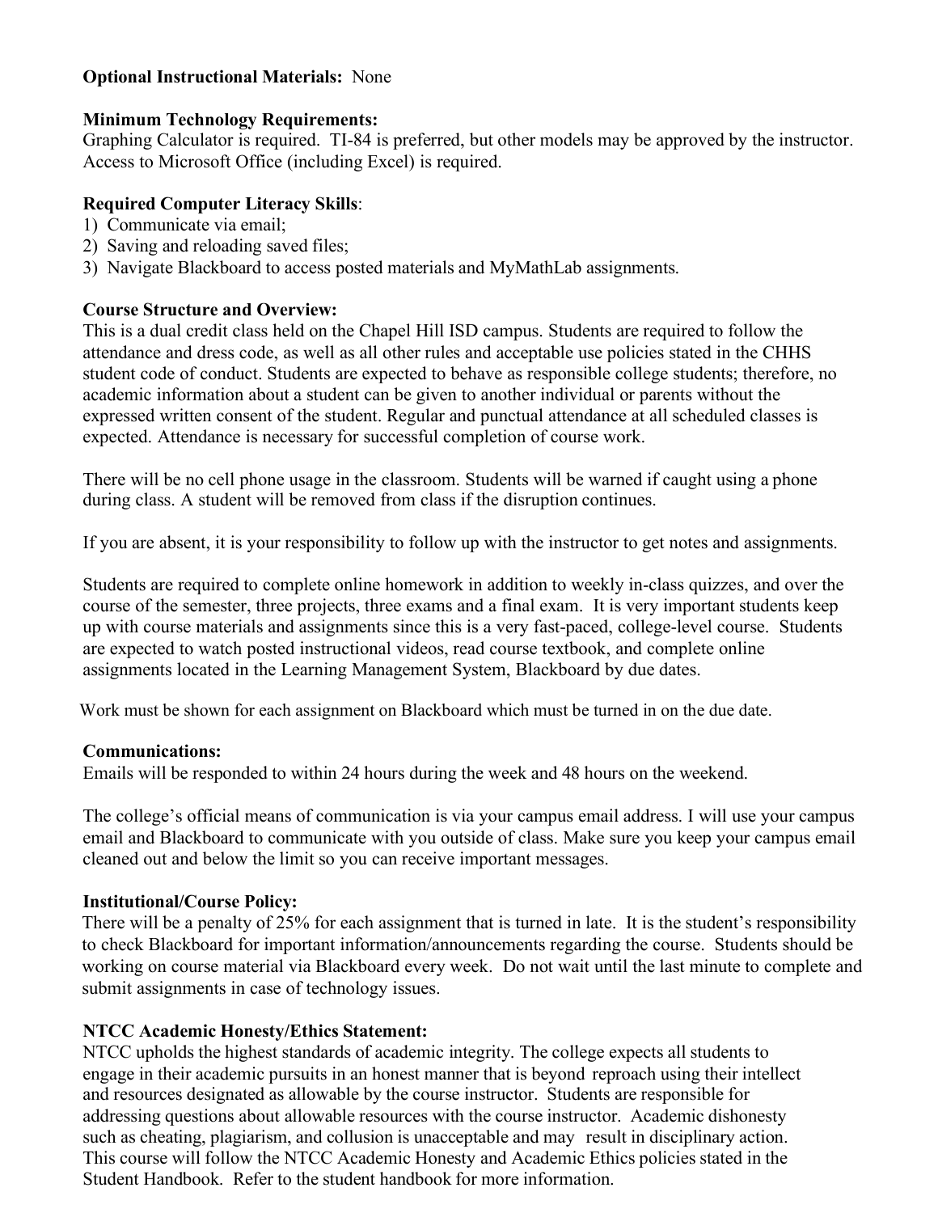**Optional Instructional Materials:** None

**Minimum Technology Requirements:**
Graphing Calculator is required. TI-84 is preferred, but other models may be approved by the instructor. Access to Microsoft Office (including Excel) is required.

**Required Computer Literacy Skills**:
1) Communicate via email;
2) Saving and reloading saved files;
3) Navigate Blackboard to access posted materials and MyMathLab assignments.

**Course Structure and Overview:**
This is a dual credit class held on the Chapel Hill ISD campus. Students are required to follow the attendance and dress code, as well as all other rules and acceptable use policies stated in the CHHS student code of conduct. Students are expected to behave as responsible college students; therefore, no academic information about a student can be given to another individual or parents without the expressed written consent of the student. Regular and punctual attendance at all scheduled classes is expected. Attendance is necessary for successful completion of course work.

There will be no cell phone usage in the classroom. Students will be warned if caught using a phone during class. A student will be removed from class if the disruption continues.

If you are absent, it is your responsibility to follow up with the instructor to get notes and assignments.

Students are required to complete online homework in addition to weekly in-class quizzes, and over the course of the semester, three projects, three exams and a final exam. It is very important students keep up with course materials and assignments since this is a very fast-paced, college-level course. Students are expected to watch posted instructional videos, read course textbook, and complete online assignments located in the Learning Management System, Blackboard by due dates.

Work must be shown for each assignment on Blackboard which must be turned in on the due date.

**Communications:**
Emails will be responded to within 24 hours during the week and 48 hours on the weekend.

The college's official means of communication is via your campus email address. I will use your campus email and Blackboard to communicate with you outside of class. Make sure you keep your campus email cleaned out and below the limit so you can receive important messages.

**Institutional/Course Policy:**
There will be a penalty of 25% for each assignment that is turned in late. It is the student's responsibility to check Blackboard for important information/announcements regarding the course. Students should be working on course material via Blackboard every week. Do not wait until the last minute to complete and submit assignments in case of technology issues.

**NTCC Academic Honesty/Ethics Statement:**
NTCC upholds the highest standards of academic integrity. The college expects all students to engage in their academic pursuits in an honest manner that is beyond reproach using their intellect and resources designated as allowable by the course instructor. Students are responsible for addressing questions about allowable resources with the course instructor. Academic dishonesty such as cheating, plagiarism, and collusion is unacceptable and may result in disciplinary action. This course will follow the NTCC Academic Honesty and Academic Ethics policies stated in the Student Handbook. Refer to the student handbook for more information.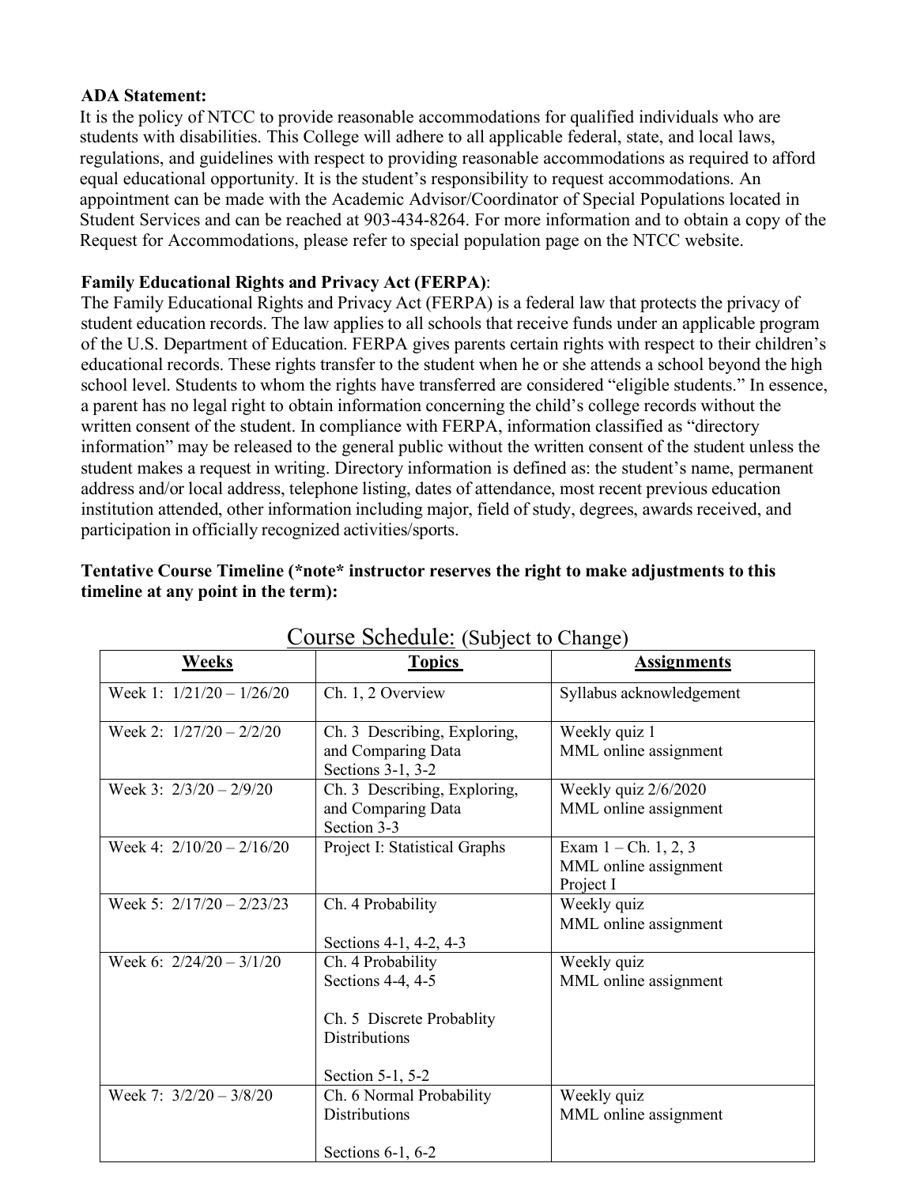**ADA Statement:**

It is the policy of NTCC to provide reasonable accommodations for qualified individuals who are students with disabilities. This College will adhere to all applicable federal, state, and local laws, regulations, and guidelines with respect to providing reasonable accommodations as required to afford equal educational opportunity. It is the student's responsibility to request accommodations. An appointment can be made with the Academic Advisor/Coordinator of Special Populations located in Student Services and can be reached at 903-434-8264. For more information and to obtain a copy of the Request for Accommodations, please refer to special population page on the NTCC website.

**Family Educational Rights and Privacy Act (FERPA)**:

The Family Educational Rights and Privacy Act (FERPA) is a federal law that protects the privacy of student education records. The law applies to all schools that receive funds under an applicable program of the U.S. Department of Education. FERPA gives parents certain rights with respect to their children's educational records. These rights transfer to the student when he or she attends a school beyond the high school level. Students to whom the rights have transferred are considered "eligible students." In essence, a parent has no legal right to obtain information concerning the child's college records without the written consent of the student. In compliance with FERPA, information classified as "directory information" may be released to the general public without the written consent of the student unless the student makes a request in writing. Directory information is defined as: the student's name, permanent address and/or local address, telephone listing, dates of attendance, most recent previous education institution attended, other information including major, field of study, degrees, awards received, and participation in officially recognized activities/sports.

**Tentative Course Timeline (\*note\* instructor reserves the right to make adjustments to this timeline at any point in the term):**

Course Schedule: (Subject to Change)

| Weeks | Topics | Assignments |
|---|---|---|
| Week 1: 1/21/20 – 1/26/20 | Ch. 1, 2 Overview | Syllabus acknowledgement |
| Week 2: 1/27/20 – 2/2/20 | Ch. 3 Describing, Exploring, and Comparing Data<br>Sections 3-1, 3-2 | Weekly quiz 1<br>MML online assignment |
| Week 3: 2/3/20 – 2/9/20 | Ch. 3 Describing, Exploring, and Comparing Data<br>Section 3-3 | Weekly quiz 2/6/2020<br>MML online assignment |
| Week 4: 2/10/20 – 2/16/20 | Project I: Statistical Graphs | Exam 1 – Ch. 1, 2, 3<br>MML online assignment<br>Project I |
| Week 5: 2/17/20 – 2/23/23 | Ch. 4 Probability<br><br>Sections 4-1, 4-2, 4-3 | Weekly quiz<br>MML online assignment |
| Week 6: 2/24/20 – 3/1/20 | Ch. 4 Probability<br>Sections 4-4, 4-5<br><br>Ch. 5 Discrete Probablity Distributions<br><br>Section 5-1, 5-2 | Weekly quiz<br>MML online assignment |
| Week 7: 3/2/20 – 3/8/20 | Ch. 6 Normal Probability Distributions<br><br>Sections 6-1, 6-2 | Weekly quiz<br>MML online assignment |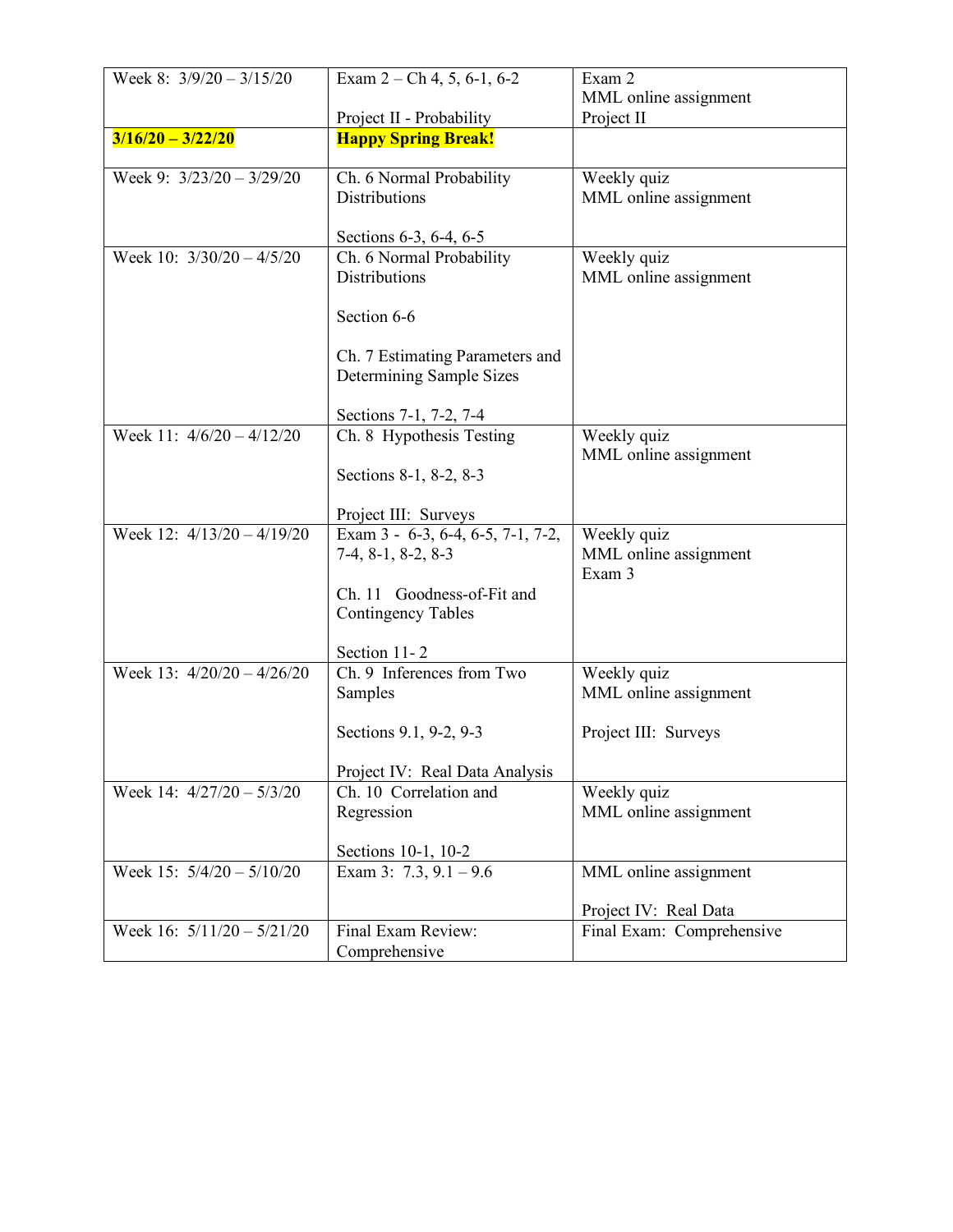| | | |
|---|---|---|
| Week 8: 3/9/20 – 3/15/20 | Exam 2 – Ch 4, 5, 6-1, 6-2<br><br>Project II - Probability | Exam 2<br>MML online assignment<br>Project II |
| **3/16/20 – 3/22/20** | **Happy Spring Break!** | |
| Week 9: 3/23/20 – 3/29/20 | Ch. 6 Normal Probability Distributions<br><br>Sections 6-3, 6-4, 6-5 | Weekly quiz<br>MML online assignment |
| Week 10: 3/30/20 – 4/5/20 | Ch. 6 Normal Probability Distributions<br><br>Section 6-6<br><br>Ch. 7 Estimating Parameters and Determining Sample Sizes<br><br>Sections 7-1, 7-2, 7-4 | Weekly quiz<br>MML online assignment |
| Week 11: 4/6/20 – 4/12/20 | Ch. 8 Hypothesis Testing<br><br>Sections 8-1, 8-2, 8-3<br><br>Project III: Surveys | Weekly quiz<br>MML online assignment |
| Week 12: 4/13/20 – 4/19/20 | Exam 3 - 6-3, 6-4, 6-5, 7-1, 7-2, 7-4, 8-1, 8-2, 8-3<br><br>Ch. 11 Goodness-of-Fit and Contingency Tables<br><br>Section 11- 2 | Weekly quiz<br>MML online assignment<br>Exam 3 |
| Week 13: 4/20/20 – 4/26/20 | Ch. 9 Inferences from Two Samples<br><br>Sections 9.1, 9-2, 9-3<br><br>Project IV: Real Data Analysis | Weekly quiz<br>MML online assignment<br><br>Project III: Surveys |
| Week 14: 4/27/20 – 5/3/20 | Ch. 10 Correlation and Regression<br><br>Sections 10-1, 10-2 | Weekly quiz<br>MML online assignment |
| Week 15: 5/4/20 – 5/10/20 | Exam 3: 7.3, 9.1 – 9.6 | MML online assignment<br><br>Project IV: Real Data |
| Week 16: 5/11/20 – 5/21/20 | Final Exam Review: Comprehensive | Final Exam: Comprehensive |